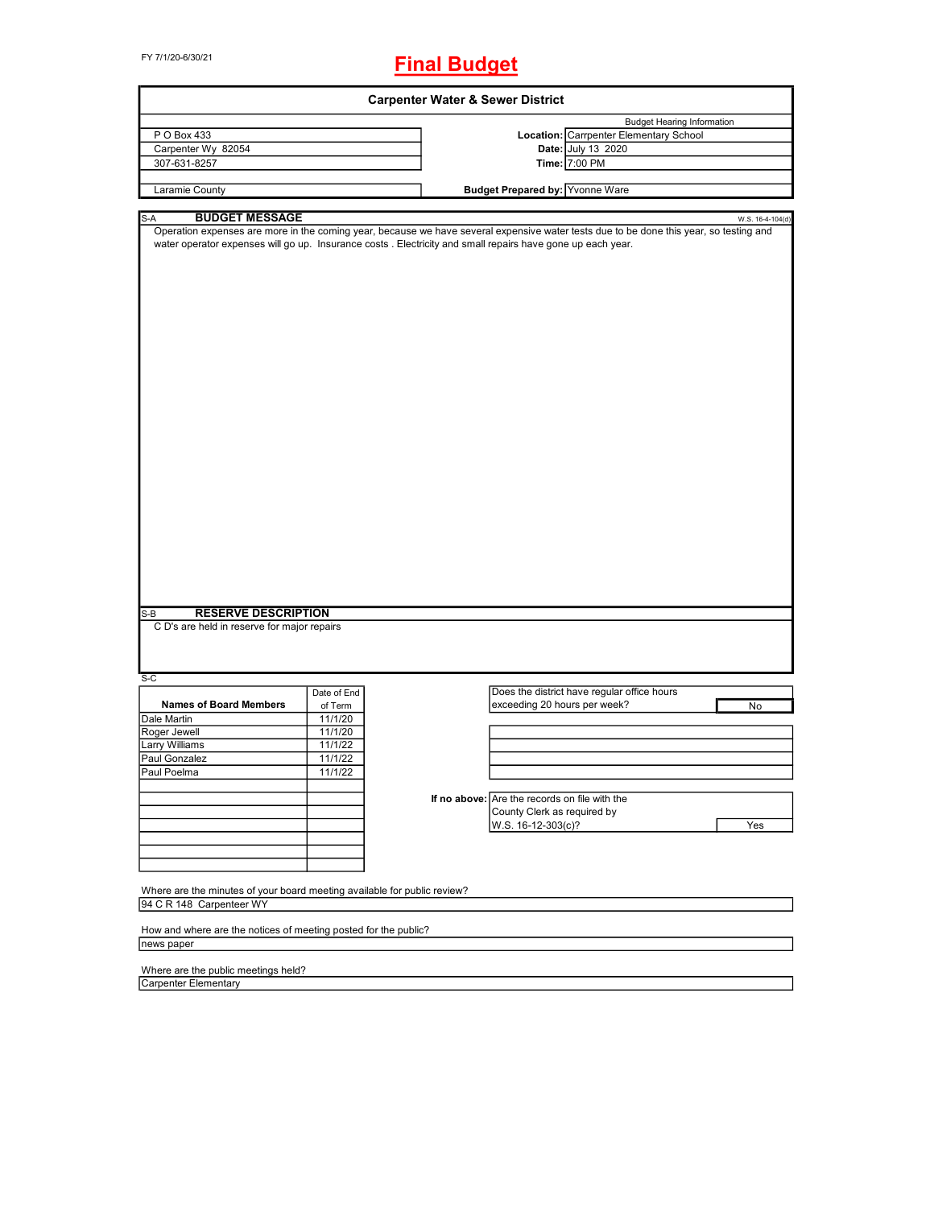FY 7/1/20-6/30/21

# Final Budget

## Carpenter Water & Sewer District

| | | |
|---|---|---|
| P O Box 433 | | Budget Hearing Information |
| Carpenter Wy 82054 | **Location:** | Carrpenter Elementary School |
| 307-631-8257 | **Date:** | July 13 2020 |
| | **Time:** | 7:00 PM |
| Laramie County | **Budget Prepared by:** | Yvonne Ware |

S-A

### BUDGET MESSAGE

W.S. 16-4-104(d)

Operation expenses are more in the coming year, because we have several expensive water tests due to be done this year, so testing and water operator expenses will go up. Insurance costs . Electricity and small repairs have gone up each year.

S-B

### RESERVE DESCRIPTION

C D's are held in reserve for major repairs

S-C

| Names of Board Members | Date of End of Term |
|---|---|
| Dale Martin | 11/1/20 |
| Roger Jewell | 11/1/20 |
| Larry Williams | 11/1/22 |
| Paul Gonzalez | 11/1/22 |
| Paul Poelma | 11/1/22 |

Does the district have regular office hours exceeding 20 hours per week? **No**

**If no above:** Are the records on file with the County Clerk as required by W.S. 16-12-303(c)? **Yes**

Where are the minutes of your board meeting available for public review?

94 C R 148 Carpenteer WY

How and where are the notices of meeting posted for the public?

news paper

Where are the public meetings held?

Carpenter Elementary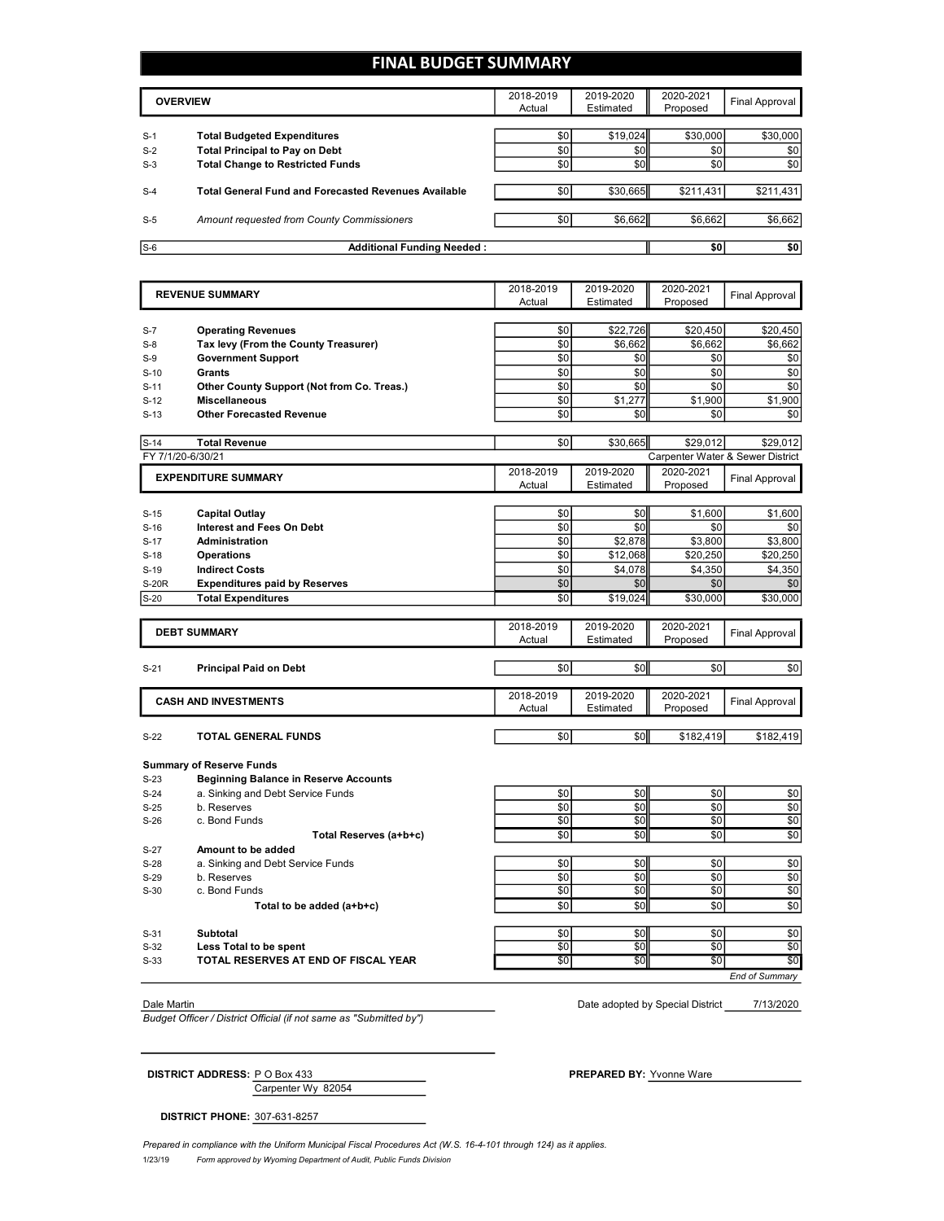# FINAL BUDGET SUMMARY

| | OVERVIEW | 2018-2019 Actual | 2019-2020 Estimated | 2020-2021 Proposed | Final Approval |
|---|---|---|---|---|---|
| S-1 | **Total Budgeted Expenditures** | $0 | $19,024 | $30,000 | $30,000 |
| S-2 | **Total Principal to Pay on Debt** | $0 | $0 | $0 | $0 |
| S-3 | **Total Change to Restricted Funds** | $0 | $0 | $0 | $0 |
| S-4 | **Total General Fund and Forecasted Revenues Available** | $0 | $30,665 | $211,431 | $211,431 |
| S-5 | *Amount requested from County Commissioners* | $0 | $6,662 | $6,662 | $6,662 |
| S-6 | **Additional Funding Needed :** | | | $0 | $0 |

| | REVENUE SUMMARY | 2018-2019 Actual | 2019-2020 Estimated | 2020-2021 Proposed | Final Approval |
|---|---|---|---|---|---|
| S-7 | **Operating Revenues** | $0 | $22,726 | $20,450 | $20,450 |
| S-8 | **Tax levy (From the County Treasurer)** | $0 | $6,662 | $6,662 | $6,662 |
| S-9 | **Government Support** | $0 | $0 | $0 | $0 |
| S-10 | **Grants** | $0 | $0 | $0 | $0 |
| S-11 | **Other County Support (Not from Co. Treas.)** | $0 | $0 | $0 | $0 |
| S-12 | **Miscellaneous** | $0 | $1,277 | $1,900 | $1,900 |
| S-13 | **Other Forecasted Revenue** | $0 | $0 | $0 | $0 |
| S-14 | **Total Revenue** | $0 | $30,665 | $29,012 | $29,012 |

FY 7/1/20-6/30/21 — Carpenter Water & Sewer District

| | EXPENDITURE SUMMARY | 2018-2019 Actual | 2019-2020 Estimated | 2020-2021 Proposed | Final Approval |
|---|---|---|---|---|---|
| S-15 | **Capital Outlay** | $0 | $0 | $1,600 | $1,600 |
| S-16 | **Interest and Fees On Debt** | $0 | $0 | $0 | $0 |
| S-17 | **Administration** | $0 | $2,878 | $3,800 | $3,800 |
| S-18 | **Operations** | $0 | $12,068 | $20,250 | $20,250 |
| S-19 | **Indirect Costs** | $0 | $4,078 | $4,350 | $4,350 |
| S-20R | **Expenditures paid by Reserves** | $0 | $0 | $0 | $0 |
| S-20 | **Total Expenditures** | $0 | $19,024 | $30,000 | $30,000 |

| | DEBT SUMMARY | 2018-2019 Actual | 2019-2020 Estimated | 2020-2021 Proposed | Final Approval |
|---|---|---|---|---|---|
| S-21 | **Principal Paid on Debt** | $0 | $0 | $0 | $0 |

| | CASH AND INVESTMENTS | 2018-2019 Actual | 2019-2020 Estimated | 2020-2021 Proposed | Final Approval |
|---|---|---|---|---|---|
| S-22 | **TOTAL GENERAL FUNDS** | $0 | $0 | $182,419 | $182,419 |
| | **Summary of Reserve Funds** | | | | |
| S-23 | **Beginning Balance in Reserve Accounts** | | | | |
| S-24 | a. Sinking and Debt Service Funds | $0 | $0 | $0 | $0 |
| S-25 | b. Reserves | $0 | $0 | $0 | $0 |
| S-26 | c. Bond Funds | $0 | $0 | $0 | $0 |
| | **Total Reserves (a+b+c)** | $0 | $0 | $0 | $0 |
| S-27 | **Amount to be added** | | | | |
| S-28 | a. Sinking and Debt Service Funds | $0 | $0 | $0 | $0 |
| S-29 | b. Reserves | $0 | $0 | $0 | $0 |
| S-30 | c. Bond Funds | $0 | $0 | $0 | $0 |
| | **Total to be added (a+b+c)** | $0 | $0 | $0 | $0 |
| S-31 | **Subtotal** | $0 | $0 | $0 | $0 |
| S-32 | **Less Total to be spent** | $0 | $0 | $0 | $0 |
| S-33 | **TOTAL RESERVES AT END OF FISCAL YEAR** | $0 | $0 | $0 | $0 |

*End of Summary*

Dale Martin
*Budget Officer / District Official (if not same as "Submitted by")*

Date adopted by Special District 7/13/2020

**DISTRICT ADDRESS:** P O Box 433
Carpenter Wy 82054

**PREPARED BY:** Yvonne Ware

**DISTRICT PHONE:** 307-631-8257

*Prepared in compliance with the Uniform Municipal Fiscal Procedures Act (W.S. 16-4-101 through 124) as it applies.*

1/23/19 *Form approved by Wyoming Department of Audit, Public Funds Division*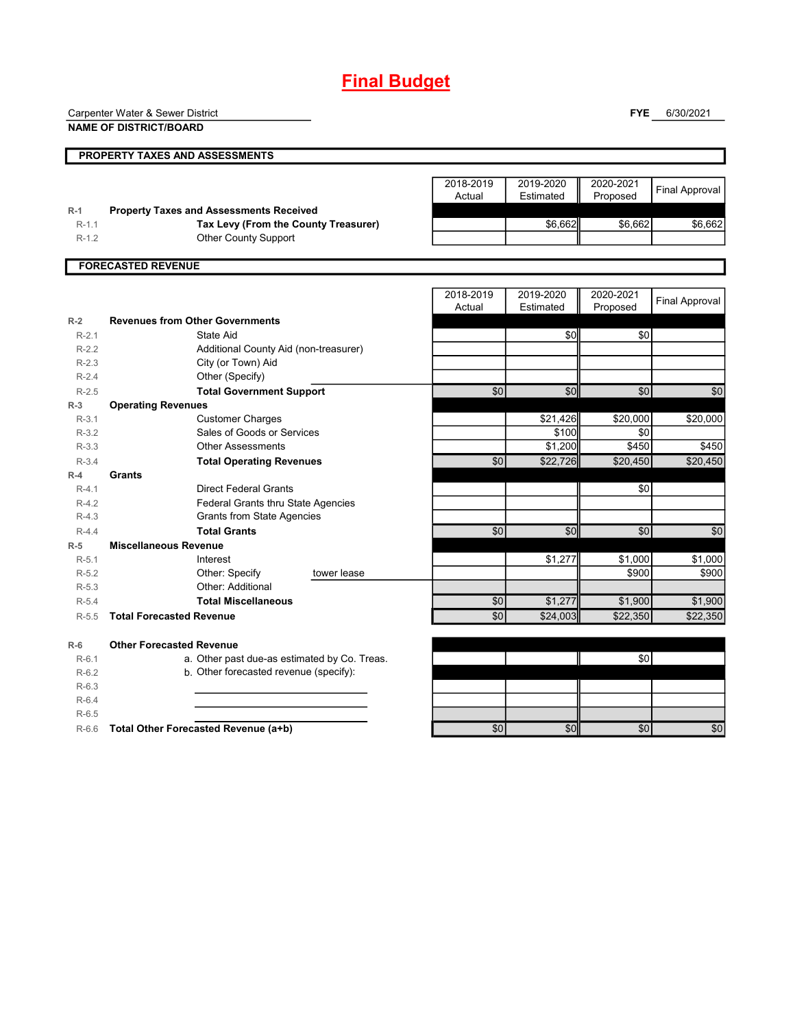# Final Budget

Carpenter Water & Sewer District
**NAME OF DISTRICT/BOARD**

**FYE** 6/30/2021

## PROPERTY TAXES AND ASSESSMENTS

| | | 2018-2019 Actual | 2019-2020 Estimated | 2020-2021 Proposed | Final Approval |
|---|---|---|---|---|---|
| R-1 | **Property Taxes and Assessments Received** | | | | |
| R-1.1 | **Tax Levy (From the County Treasurer)** | | $6,662 | $6,662 | $6,662 |
| R-1.2 | Other County Support | | | | |

## FORECASTED REVENUE

| | | 2018-2019 Actual | 2019-2020 Estimated | 2020-2021 Proposed | Final Approval |
|---|---|---|---|---|---|
| R-2 | **Revenues from Other Governments** | | | | |
| R-2.1 | State Aid | | $0 | $0 | |
| R-2.2 | Additional County Aid (non-treasurer) | | | | |
| R-2.3 | City (or Town) Aid | | | | |
| R-2.4 | Other (Specify) | | | | |
| R-2.5 | **Total Government Support** | $0 | $0 | $0 | $0 |
| R-3 | **Operating Revenues** | | | | |
| R-3.1 | Customer Charges | | $21,426 | $20,000 | $20,000 |
| R-3.2 | Sales of Goods or Services | | $100 | $0 | |
| R-3.3 | Other Assessments | | $1,200 | $450 | $450 |
| R-3.4 | **Total Operating Revenues** | $0 | $22,726 | $20,450 | $20,450 |
| R-4 | **Grants** | | | | |
| R-4.1 | Direct Federal Grants | | | $0 | |
| R-4.2 | Federal Grants thru State Agencies | | | | |
| R-4.3 | Grants from State Agencies | | | | |
| R-4.4 | **Total Grants** | $0 | $0 | $0 | $0 |
| R-5 | **Miscellaneous Revenue** | | | | |
| R-5.1 | Interest | | $1,277 | $1,000 | $1,000 |
| R-5.2 | Other: Specify tower lease | | | $900 | $900 |
| R-5.3 | Other: Additional | | | | |
| R-5.4 | **Total Miscellaneous** | $0 | $1,277 | $1,900 | $1,900 |
| R-5.5 | **Total Forecasted Revenue** | $0 | $24,003 | $22,350 | $22,350 |
| R-6 | **Other Forecasted Revenue** | | | | |
| R-6.1 | a. Other past due-as estimated by Co. Treas. | | | $0 | |
| R-6.2 | b. Other forecasted revenue (specify): | | | | |
| R-6.3 | | | | | |
| R-6.4 | | | | | |
| R-6.5 | | | | | |
| R-6.6 | **Total Other Forecasted Revenue (a+b)** | $0 | $0 | $0 | $0 |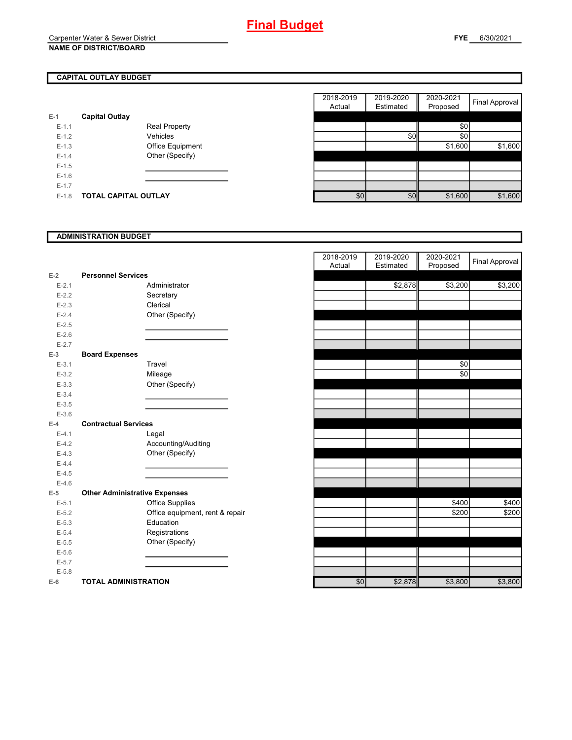# Final Budget

Carpenter Water & Sewer District
**NAME OF DISTRICT/BOARD**

**FYE** 6/30/2021

## CAPITAL OUTLAY BUDGET

| | | | 2018-2019 Actual | 2019-2020 Estimated | 2020-2021 Proposed | Final Approval |
|---|---|---|---|---|---|---|
| E-1 | **Capital Outlay** | | | | | |
| E-1.1 | | Real Property | | | $0 | |
| E-1.2 | | Vehicles | | $0 | $0 | |
| E-1.3 | | Office Equipment | | | $1,600 | $1,600 |
| E-1.4 | | Other (Specify) | | | | |
| E-1.5 | | | | | | |
| E-1.6 | | | | | | |
| E-1.7 | | | | | | |
| E-1.8 | **TOTAL CAPITAL OUTLAY** | | $0 | $0 | $1,600 | $1,600 |

## ADMINISTRATION BUDGET

| | | | 2018-2019 Actual | 2019-2020 Estimated | 2020-2021 Proposed | Final Approval |
|---|---|---|---|---|---|---|
| E-2 | **Personnel Services** | | | | | |
| E-2.1 | | Administrator | | $2,878 | $3,200 | $3,200 |
| E-2.2 | | Secretary | | | | |
| E-2.3 | | Clerical | | | | |
| E-2.4 | | Other (Specify) | | | | |
| E-2.5 | | | | | | |
| E-2.6 | | | | | | |
| E-2.7 | | | | | | |
| E-3 | **Board Expenses** | | | | | |
| E-3.1 | | Travel | | | $0 | |
| E-3.2 | | Mileage | | | $0 | |
| E-3.3 | | Other (Specify) | | | | |
| E-3.4 | | | | | | |
| E-3.5 | | | | | | |
| E-3.6 | | | | | | |
| E-4 | **Contractual Services** | | | | | |
| E-4.1 | | Legal | | | | |
| E-4.2 | | Accounting/Auditing | | | | |
| E-4.3 | | Other (Specify) | | | | |
| E-4.4 | | | | | | |
| E-4.5 | | | | | | |
| E-4.6 | | | | | | |
| E-5 | **Other Administrative Expenses** | | | | | |
| E-5.1 | | Office Supplies | | | $400 | $400 |
| E-5.2 | | Office equipment, rent & repair | | | $200 | $200 |
| E-5.3 | | Education | | | | |
| E-5.4 | | Registrations | | | | |
| E-5.5 | | Other (Specify) | | | | |
| E-5.6 | | | | | | |
| E-5.7 | | | | | | |
| E-5.8 | | | | | | |
| E-6 | **TOTAL ADMINISTRATION** | | $0 | $2,878 | $3,800 | $3,800 |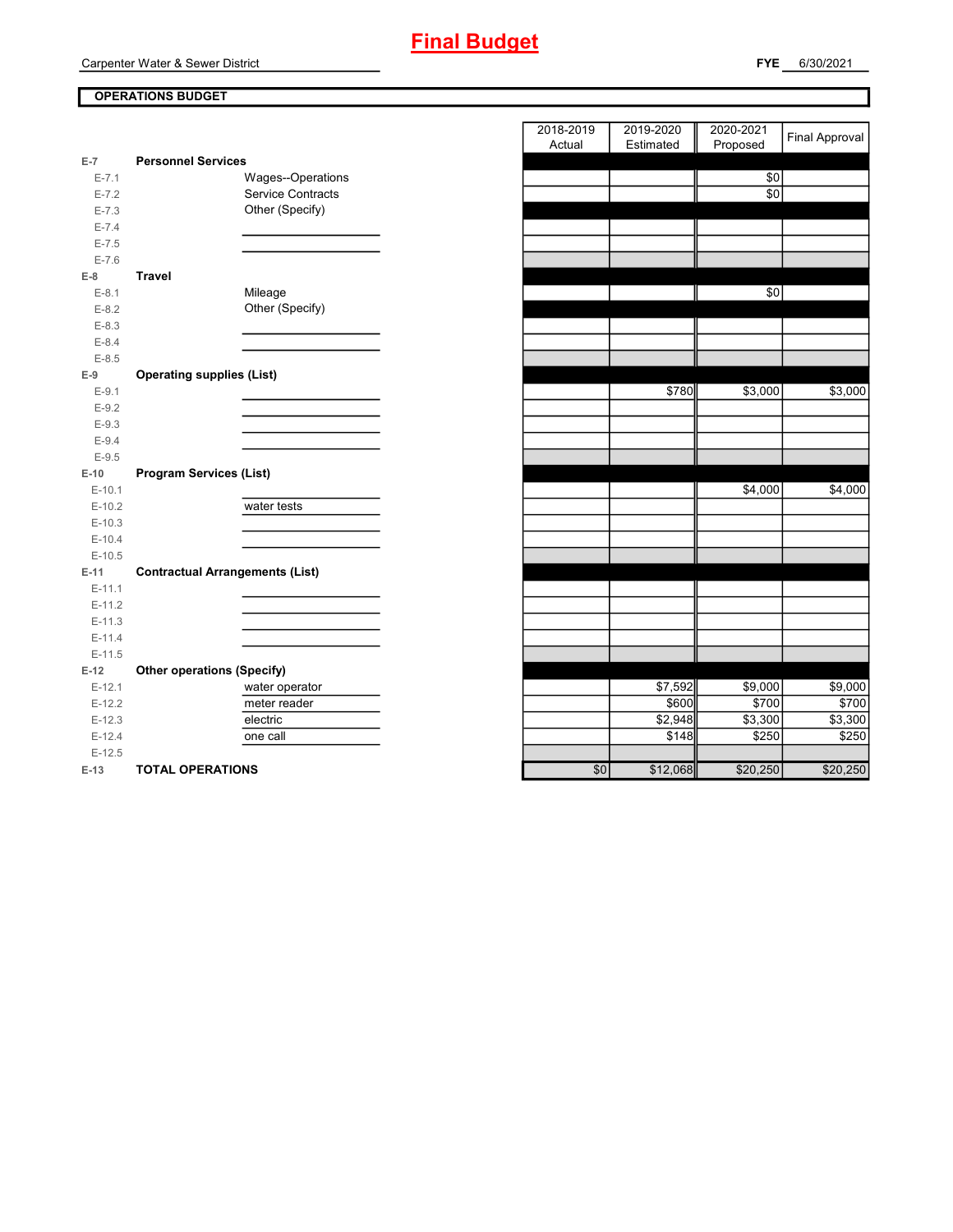# Final Budget

Carpenter Water & Sewer District

**FYE** 6/30/2021

**OPERATIONS BUDGET**

| | | | 2018-2019 Actual | 2019-2020 Estimated | 2020-2021 Proposed | Final Approval |
|---|---|---|---|---|---|---|
| E-7 | **Personnel Services** | | | | | |
| E-7.1 | | Wages--Operations | | | $0 | |
| E-7.2 | | Service Contracts | | | $0 | |
| E-7.3 | | Other (Specify) | | | | |
| E-7.4 | | | | | | |
| E-7.5 | | | | | | |
| E-7.6 | | | | | | |
| E-8 | **Travel** | | | | | |
| E-8.1 | | Mileage | | | $0 | |
| E-8.2 | | Other (Specify) | | | | |
| E-8.3 | | | | | | |
| E-8.4 | | | | | | |
| E-8.5 | | | | | | |
| E-9 | **Operating supplies (List)** | | | | | |
| E-9.1 | | | | $780 | $3,000 | $3,000 |
| E-9.2 | | | | | | |
| E-9.3 | | | | | | |
| E-9.4 | | | | | | |
| E-9.5 | | | | | | |
| E-10 | **Program Services (List)** | | | | | |
| E-10.1 | | | | | $4,000 | $4,000 |
| E-10.2 | | water tests | | | | |
| E-10.3 | | | | | | |
| E-10.4 | | | | | | |
| E-10.5 | | | | | | |
| E-11 | **Contractual Arrangements (List)** | | | | | |
| E-11.1 | | | | | | |
| E-11.2 | | | | | | |
| E-11.3 | | | | | | |
| E-11.4 | | | | | | |
| E-11.5 | | | | | | |
| E-12 | **Other operations (Specify)** | | | | | |
| E-12.1 | | water operator | | $7,592 | $9,000 | $9,000 |
| E-12.2 | | meter reader | | $600 | $700 | $700 |
| E-12.3 | | electric | | $2,948 | $3,300 | $3,300 |
| E-12.4 | | one call | | $148 | $250 | $250 |
| E-12.5 | | | | | | |
| E-13 | **TOTAL OPERATIONS** | | $0 | $12,068 | $20,250 | $20,250 |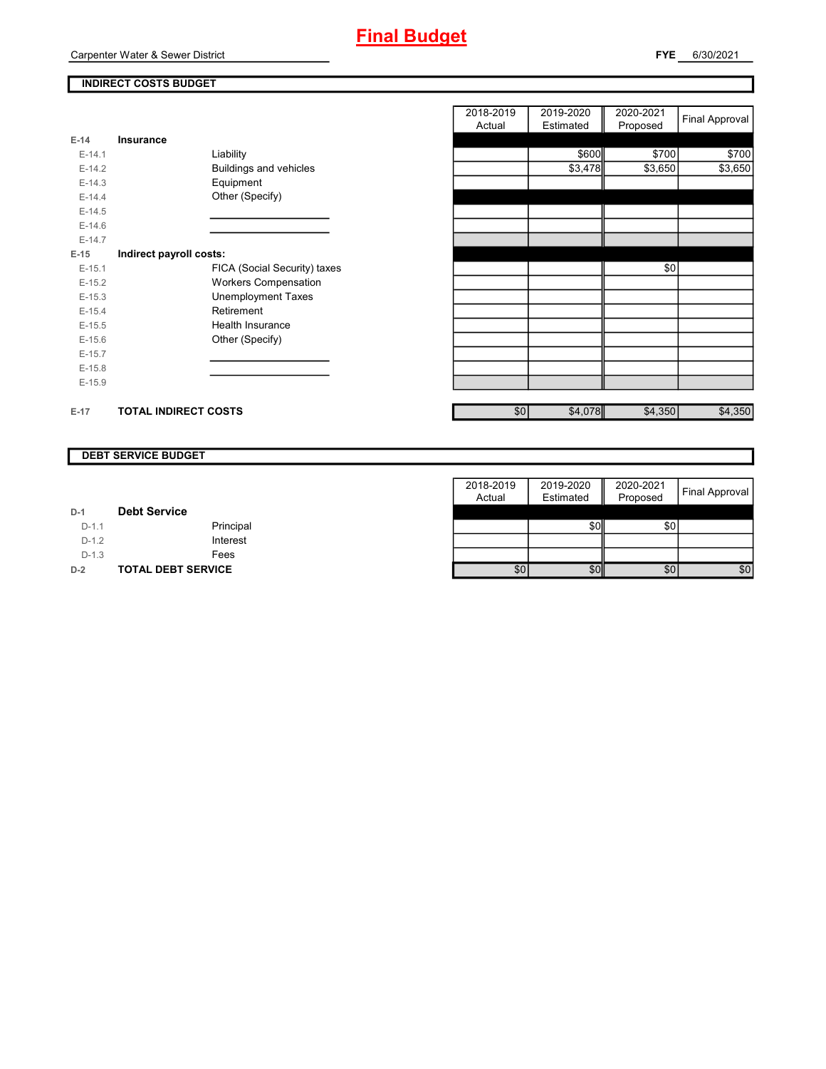# Final Budget

Carpenter Water & Sewer District

**FYE** 6/30/2021

## INDIRECT COSTS BUDGET

| | | | 2018-2019 Actual | 2019-2020 Estimated | 2020-2021 Proposed | Final Approval |
|---|---|---|---|---|---|---|
| **E-14** | **Insurance** | | | | | |
| E-14.1 | | Liability | | $600 | $700 | $700 |
| E-14.2 | | Buildings and vehicles | | $3,478 | $3,650 | $3,650 |
| E-14.3 | | Equipment | | | | |
| E-14.4 | | Other (Specify) | | | | |
| E-14.5 | | | | | | |
| E-14.6 | | | | | | |
| E-14.7 | | | | | | |
| **E-15** | **Indirect payroll costs:** | | | | | |
| E-15.1 | | FICA (Social Security) taxes | | | $0 | |
| E-15.2 | | Workers Compensation | | | | |
| E-15.3 | | Unemployment Taxes | | | | |
| E-15.4 | | Retirement | | | | |
| E-15.5 | | Health Insurance | | | | |
| E-15.6 | | Other (Specify) | | | | |
| E-15.7 | | | | | | |
| E-15.8 | | | | | | |
| E-15.9 | | | | | | |
| **E-17** | **TOTAL INDIRECT COSTS** | | $0 | $4,078 | $4,350 | $4,350 |

## DEBT SERVICE BUDGET

| | | | 2018-2019 Actual | 2019-2020 Estimated | 2020-2021 Proposed | Final Approval |
|---|---|---|---|---|---|---|
| **D-1** | **Debt Service** | | | | | |
| D-1.1 | | Principal | | $0 | $0 | |
| D-1.2 | | Interest | | | | |
| D-1.3 | | Fees | | | | |
| **D-2** | **TOTAL DEBT SERVICE** | | $0 | $0 | $0 | $0 |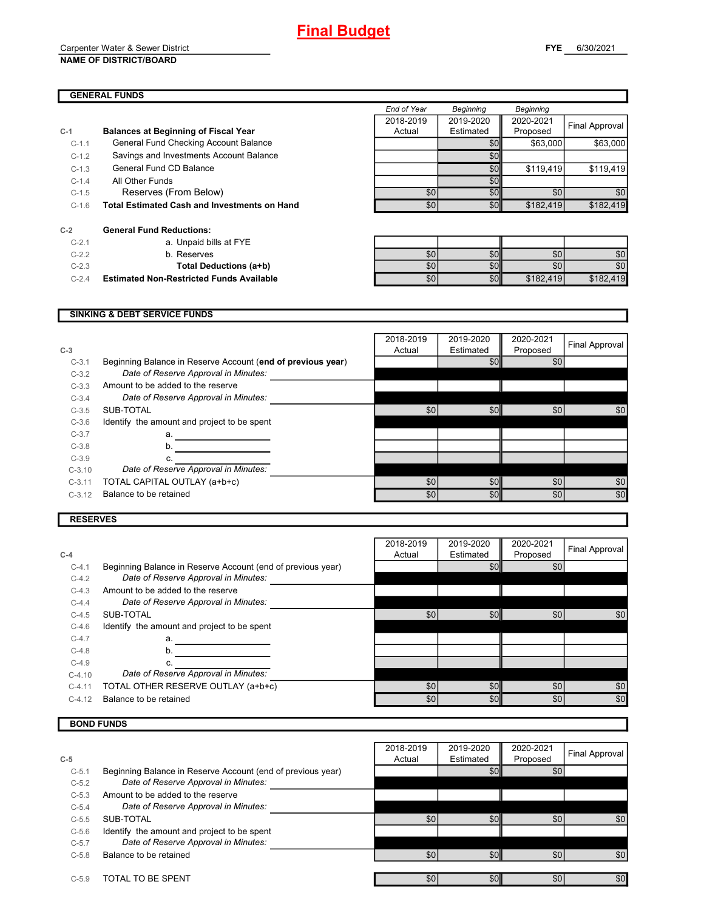# Final Budget

Carpenter Water & Sewer District
**NAME OF DISTRICT/BOARD**

**FYE** 6/30/2021

## GENERAL FUNDS

| | | End of Year 2018-2019 Actual | Beginning 2019-2020 Estimated | Beginning 2020-2021 Proposed | Final Approval |
|---|---|---|---|---|---|
| **C-1** | **Balances at Beginning of Fiscal Year** | | | | |
| C-1.1 | General Fund Checking Account Balance | | $0 | $63,000 | $63,000 |
| C-1.2 | Savings and Investments Account Balance | | $0 | | |
| C-1.3 | General Fund CD Balance | | $0 | $119,419 | $119,419 |
| C-1.4 | All Other Funds | | $0 | | |
| C-1.5 | Reserves (From Below) | $0 | $0 | $0 | $0 |
| C-1.6 | **Total Estimated Cash and Investments on Hand** | $0 | $0 | $182,419 | $182,419 |
| **C-2** | **General Fund Reductions:** | | | | |
| C-2.1 | a. Unpaid bills at FYE | | | | |
| C-2.2 | b. Reserves | $0 | $0 | $0 | $0 |
| C-2.3 | **Total Deductions (a+b)** | $0 | $0 | $0 | $0 |
| C-2.4 | **Estimated Non-Restricted Funds Available** | $0 | $0 | $182,419 | $182,419 |

## SINKING & DEBT SERVICE FUNDS

| **C-3** | | 2018-2019 Actual | 2019-2020 Estimated | 2020-2021 Proposed | Final Approval |
|---|---|---|---|---|---|
| C-3.1 | Beginning Balance in Reserve Account (**end of previous year**) | | $0 | $0 | |
| C-3.2 | *Date of Reserve Approval in Minutes:* | | | | |
| C-3.3 | Amount to be added to the reserve | | | | |
| C-3.4 | *Date of Reserve Approval in Minutes:* | | | | |
| C-3.5 | SUB-TOTAL | $0 | $0 | $0 | $0 |
| C-3.6 | Identify the amount and project to be spent | | | | |
| C-3.7 | a. | | | | |
| C-3.8 | b. | | | | |
| C-3.9 | c. | | | | |
| C-3.10 | *Date of Reserve Approval in Minutes:* | | | | |
| C-3.11 | TOTAL CAPITAL OUTLAY (a+b+c) | $0 | $0 | $0 | $0 |
| C-3.12 | Balance to be retained | $0 | $0 | $0 | $0 |

## RESERVES

| **C-4** | | 2018-2019 Actual | 2019-2020 Estimated | 2020-2021 Proposed | Final Approval |
|---|---|---|---|---|---|
| C-4.1 | Beginning Balance in Reserve Account (end of previous year) | | $0 | $0 | |
| C-4.2 | *Date of Reserve Approval in Minutes:* | | | | |
| C-4.3 | Amount to be added to the reserve | | | | |
| C-4.4 | *Date of Reserve Approval in Minutes:* | | | | |
| C-4.5 | SUB-TOTAL | $0 | $0 | $0 | $0 |
| C-4.6 | Identify the amount and project to be spent | | | | |
| C-4.7 | a. | | | | |
| C-4.8 | b. | | | | |
| C-4.9 | c. | | | | |
| C-4.10 | *Date of Reserve Approval in Minutes:* | | | | |
| C-4.11 | TOTAL OTHER RESERVE OUTLAY (a+b+c) | $0 | $0 | $0 | $0 |
| C-4.12 | Balance to be retained | $0 | $0 | $0 | $0 |

## BOND FUNDS

| **C-5** | | 2018-2019 Actual | 2019-2020 Estimated | 2020-2021 Proposed | Final Approval |
|---|---|---|---|---|---|
| C-5.1 | Beginning Balance in Reserve Account (end of previous year) | | $0 | $0 | |
| C-5.2 | *Date of Reserve Approval in Minutes:* | | | | |
| C-5.3 | Amount to be added to the reserve | | | | |
| C-5.4 | *Date of Reserve Approval in Minutes:* | | | | |
| C-5.5 | SUB-TOTAL | $0 | $0 | $0 | $0 |
| C-5.6 | Identify the amount and project to be spent | | | | |
| C-5.7 | *Date of Reserve Approval in Minutes:* | | | | |
| C-5.8 | Balance to be retained | $0 | $0 | $0 | $0 |
| C-5.9 | TOTAL TO BE SPENT | $0 | $0 | $0 | $0 |